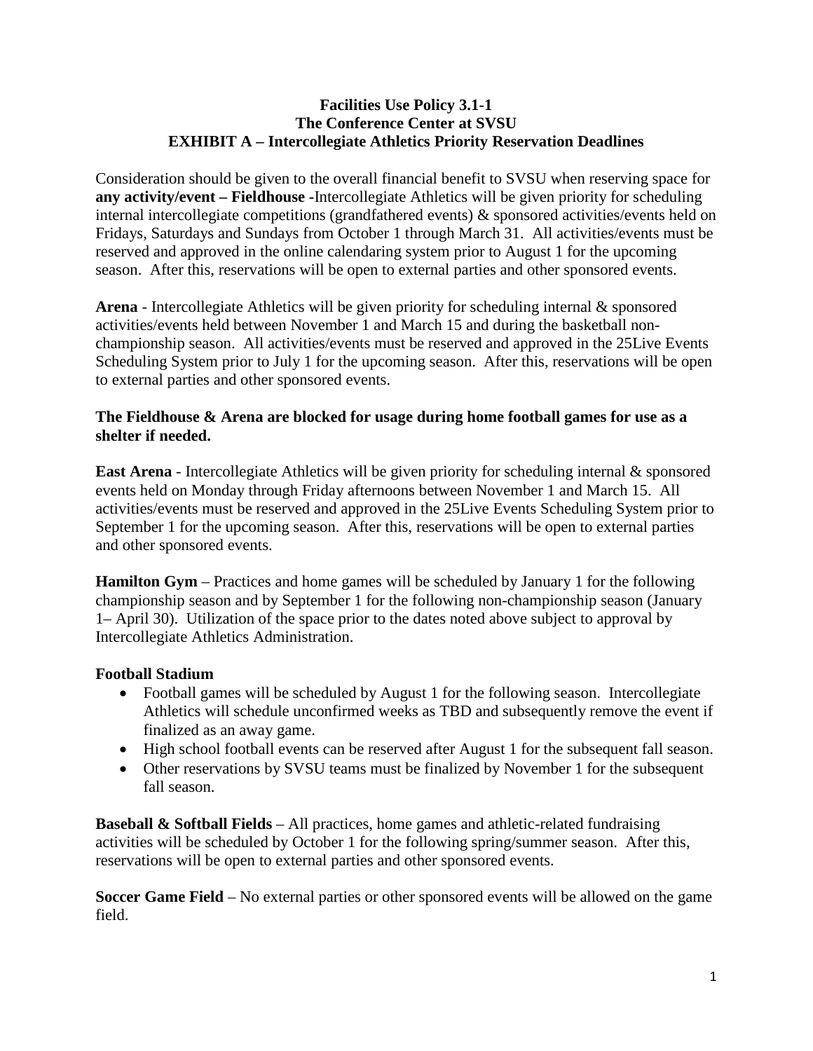**Facilities Use Policy 3.1-1**
**The Conference Center at SVSU**
**EXHIBIT A – Intercollegiate Athletics Priority Reservation Deadlines**

Consideration should be given to the overall financial benefit to SVSU when reserving space for **any activity/event – Fieldhouse -**Intercollegiate Athletics will be given priority for scheduling internal intercollegiate competitions (grandfathered events) & sponsored activities/events held on Fridays, Saturdays and Sundays from October 1 through March 31. All activities/events must be reserved and approved in the online calendaring system prior to August 1 for the upcoming season. After this, reservations will be open to external parties and other sponsored events.

**Arena** - Intercollegiate Athletics will be given priority for scheduling internal & sponsored activities/events held between November 1 and March 15 and during the basketball non-championship season. All activities/events must be reserved and approved in the 25Live Events Scheduling System prior to July 1 for the upcoming season. After this, reservations will be open to external parties and other sponsored events.

**The Fieldhouse & Arena are blocked for usage during home football games for use as a shelter if needed.**

**East Arena** - Intercollegiate Athletics will be given priority for scheduling internal & sponsored events held on Monday through Friday afternoons between November 1 and March 15. All activities/events must be reserved and approved in the 25Live Events Scheduling System prior to September 1 for the upcoming season. After this, reservations will be open to external parties and other sponsored events.

**Hamilton Gym** – Practices and home games will be scheduled by January 1 for the following championship season and by September 1 for the following non-championship season (January 1– April 30). Utilization of the space prior to the dates noted above subject to approval by Intercollegiate Athletics Administration.

**Football Stadium**

- Football games will be scheduled by August 1 for the following season. Intercollegiate Athletics will schedule unconfirmed weeks as TBD and subsequently remove the event if finalized as an away game.
- High school football events can be reserved after August 1 for the subsequent fall season.
- Other reservations by SVSU teams must be finalized by November 1 for the subsequent fall season.

**Baseball & Softball Fields** – All practices, home games and athletic-related fundraising activities will be scheduled by October 1 for the following spring/summer season. After this, reservations will be open to external parties and other sponsored events.

**Soccer Game Field** – No external parties or other sponsored events will be allowed on the game field.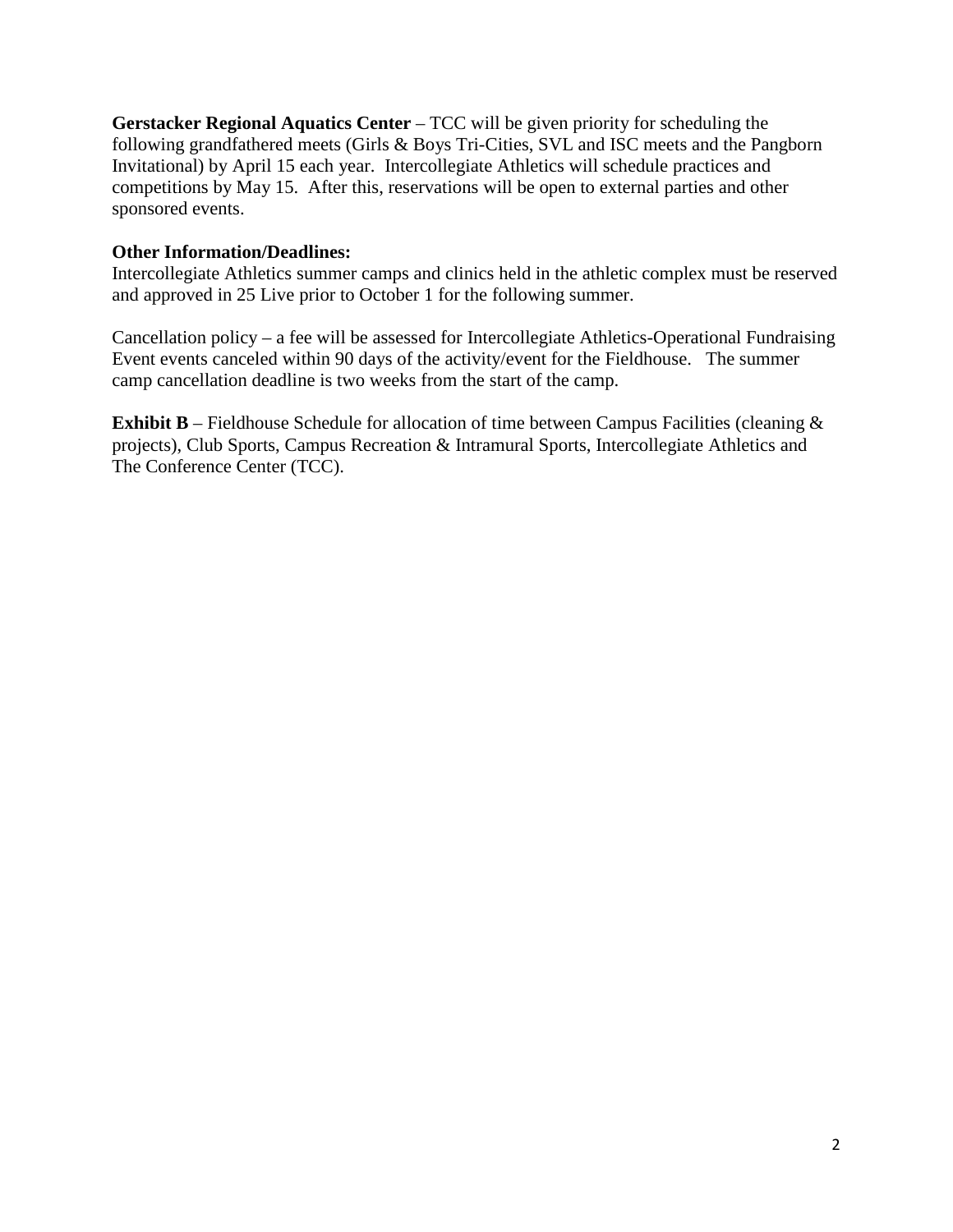**Gerstacker Regional Aquatics Center** – TCC will be given priority for scheduling the following grandfathered meets (Girls & Boys Tri-Cities, SVL and ISC meets and the Pangborn Invitational) by April 15 each year. Intercollegiate Athletics will schedule practices and competitions by May 15. After this, reservations will be open to external parties and other sponsored events.

**Other Information/Deadlines:**
Intercollegiate Athletics summer camps and clinics held in the athletic complex must be reserved and approved in 25 Live prior to October 1 for the following summer.

Cancellation policy – a fee will be assessed for Intercollegiate Athletics-Operational Fundraising Event events canceled within 90 days of the activity/event for the Fieldhouse. The summer camp cancellation deadline is two weeks from the start of the camp.

**Exhibit B** – Fieldhouse Schedule for allocation of time between Campus Facilities (cleaning & projects), Club Sports, Campus Recreation & Intramural Sports, Intercollegiate Athletics and The Conference Center (TCC).